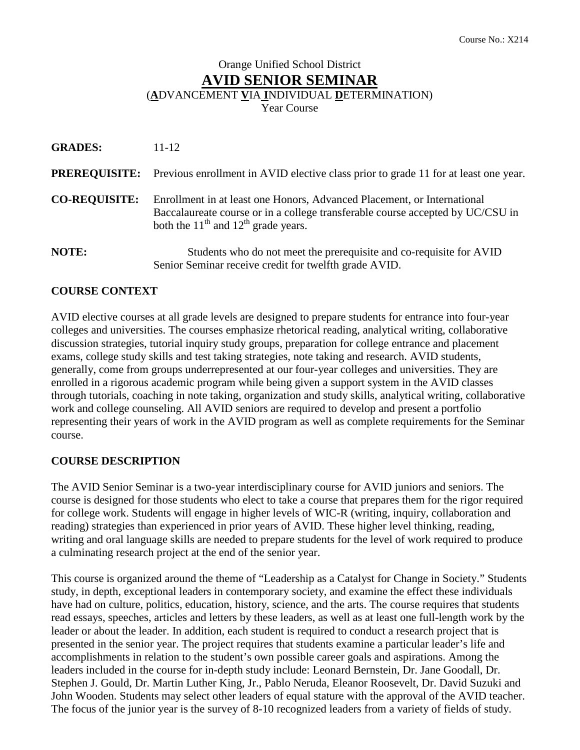Course No.: X214

Orange Unified School District

# AVID SENIOR SEMINAR

(**A**DVANCEMENT **V**IA **I**NDIVIDUAL **D**ETERMINATION)
Year Course

**GRADES:** 11-12

**PREREQUISITE:** Previous enrollment in AVID elective class prior to grade 11 for at least one year.

**CO-REQUISITE:** Enrollment in at least one Honors, Advanced Placement, or International Baccalaureate course or in a college transferable course accepted by UC/CSU in both the 11th and 12th grade years.

**NOTE:** Students who do not meet the prerequisite and co-requisite for AVID Senior Seminar receive credit for twelfth grade AVID.

## COURSE CONTEXT

AVID elective courses at all grade levels are designed to prepare students for entrance into four-year colleges and universities. The courses emphasize rhetorical reading, analytical writing, collaborative discussion strategies, tutorial inquiry study groups, preparation for college entrance and placement exams, college study skills and test taking strategies, note taking and research. AVID students, generally, come from groups underrepresented at our four-year colleges and universities. They are enrolled in a rigorous academic program while being given a support system in the AVID classes through tutorials, coaching in note taking, organization and study skills, analytical writing, collaborative work and college counseling. All AVID seniors are required to develop and present a portfolio representing their years of work in the AVID program as well as complete requirements for the Seminar course.

## COURSE DESCRIPTION

The AVID Senior Seminar is a two-year interdisciplinary course for AVID juniors and seniors. The course is designed for those students who elect to take a course that prepares them for the rigor required for college work. Students will engage in higher levels of WIC-R (writing, inquiry, collaboration and reading) strategies than experienced in prior years of AVID. These higher level thinking, reading, writing and oral language skills are needed to prepare students for the level of work required to produce a culminating research project at the end of the senior year.

This course is organized around the theme of "Leadership as a Catalyst for Change in Society." Students study, in depth, exceptional leaders in contemporary society, and examine the effect these individuals have had on culture, politics, education, history, science, and the arts. The course requires that students read essays, speeches, articles and letters by these leaders, as well as at least one full-length work by the leader or about the leader. In addition, each student is required to conduct a research project that is presented in the senior year. The project requires that students examine a particular leader's life and accomplishments in relation to the student's own possible career goals and aspirations. Among the leaders included in the course for in-depth study include: Leonard Bernstein, Dr. Jane Goodall, Dr. Stephen J. Gould, Dr. Martin Luther King, Jr., Pablo Neruda, Eleanor Roosevelt, Dr. David Suzuki and John Wooden. Students may select other leaders of equal stature with the approval of the AVID teacher. The focus of the junior year is the survey of 8-10 recognized leaders from a variety of fields of study.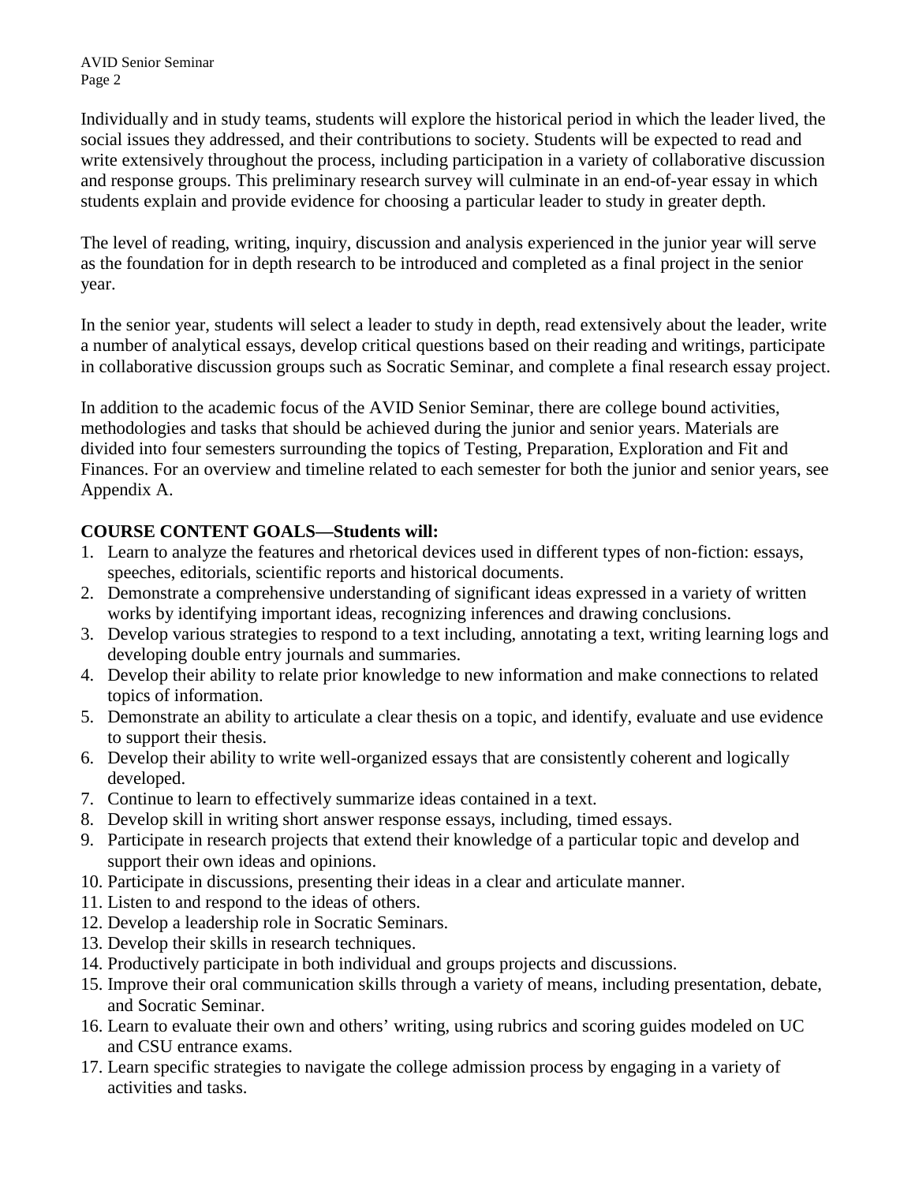Individually and in study teams, students will explore the historical period in which the leader lived, the social issues they addressed, and their contributions to society. Students will be expected to read and write extensively throughout the process, including participation in a variety of collaborative discussion and response groups. This preliminary research survey will culminate in an end-of-year essay in which students explain and provide evidence for choosing a particular leader to study in greater depth.

The level of reading, writing, inquiry, discussion and analysis experienced in the junior year will serve as the foundation for in depth research to be introduced and completed as a final project in the senior year.

In the senior year, students will select a leader to study in depth, read extensively about the leader, write a number of analytical essays, develop critical questions based on their reading and writings, participate in collaborative discussion groups such as Socratic Seminar, and complete a final research essay project.

In addition to the academic focus of the AVID Senior Seminar, there are college bound activities, methodologies and tasks that should be achieved during the junior and senior years. Materials are divided into four semesters surrounding the topics of Testing, Preparation, Exploration and Fit and Finances. For an overview and timeline related to each semester for both the junior and senior years, see Appendix A.

**COURSE CONTENT GOALS—Students will:**

1. Learn to analyze the features and rhetorical devices used in different types of non-fiction: essays, speeches, editorials, scientific reports and historical documents.
2. Demonstrate a comprehensive understanding of significant ideas expressed in a variety of written works by identifying important ideas, recognizing inferences and drawing conclusions.
3. Develop various strategies to respond to a text including, annotating a text, writing learning logs and developing double entry journals and summaries.
4. Develop their ability to relate prior knowledge to new information and make connections to related topics of information.
5. Demonstrate an ability to articulate a clear thesis on a topic, and identify, evaluate and use evidence to support their thesis.
6. Develop their ability to write well-organized essays that are consistently coherent and logically developed.
7. Continue to learn to effectively summarize ideas contained in a text.
8. Develop skill in writing short answer response essays, including, timed essays.
9. Participate in research projects that extend their knowledge of a particular topic and develop and support their own ideas and opinions.
10. Participate in discussions, presenting their ideas in a clear and articulate manner.
11. Listen to and respond to the ideas of others.
12. Develop a leadership role in Socratic Seminars.
13. Develop their skills in research techniques.
14. Productively participate in both individual and groups projects and discussions.
15. Improve their oral communication skills through a variety of means, including presentation, debate, and Socratic Seminar.
16. Learn to evaluate their own and others' writing, using rubrics and scoring guides modeled on UC and CSU entrance exams.
17. Learn specific strategies to navigate the college admission process by engaging in a variety of activities and tasks.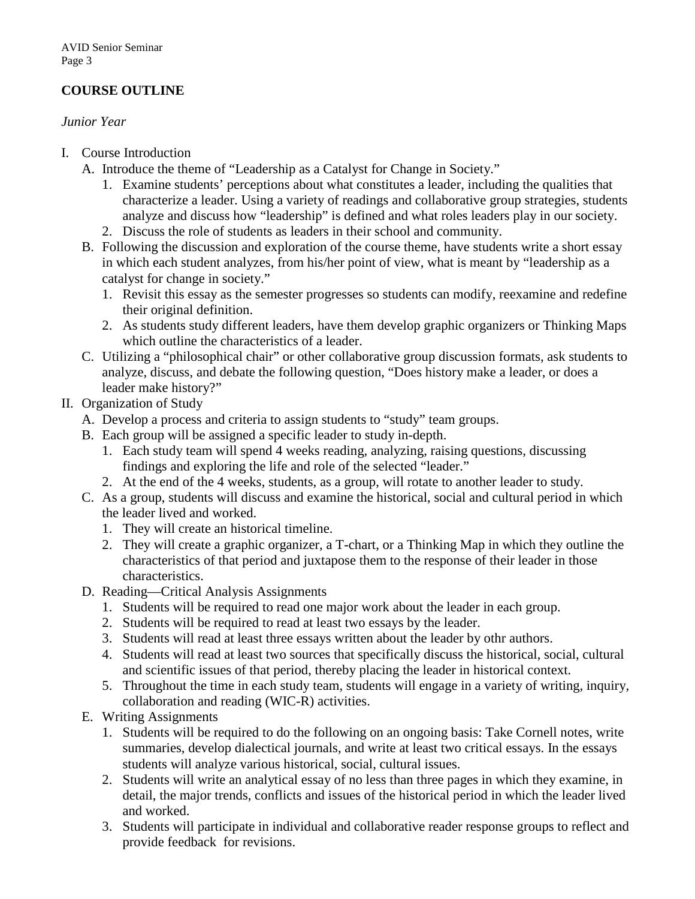## COURSE OUTLINE

*Junior Year*

I. Course Introduction
   A. Introduce the theme of "Leadership as a Catalyst for Change in Society."
      1. Examine students' perceptions about what constitutes a leader, including the qualities that characterize a leader. Using a variety of readings and collaborative group strategies, students analyze and discuss how "leadership" is defined and what roles leaders play in our society.
      2. Discuss the role of students as leaders in their school and community.
   B. Following the discussion and exploration of the course theme, have students write a short essay in which each student analyzes, from his/her point of view, what is meant by "leadership as a catalyst for change in society."
      1. Revisit this essay as the semester progresses so students can modify, reexamine and redefine their original definition.
      2. As students study different leaders, have them develop graphic organizers or Thinking Maps which outline the characteristics of a leader.
   C. Utilizing a "philosophical chair" or other collaborative group discussion formats, ask students to analyze, discuss, and debate the following question, "Does history make a leader, or does a leader make history?"

II. Organization of Study
   A. Develop a process and criteria to assign students to "study" team groups.
   B. Each group will be assigned a specific leader to study in-depth.
      1. Each study team will spend 4 weeks reading, analyzing, raising questions, discussing findings and exploring the life and role of the selected "leader."
      2. At the end of the 4 weeks, students, as a group, will rotate to another leader to study.
   C. As a group, students will discuss and examine the historical, social and cultural period in which the leader lived and worked.
      1. They will create an historical timeline.
      2. They will create a graphic organizer, a T-chart, or a Thinking Map in which they outline the characteristics of that period and juxtapose them to the response of their leader in those characteristics.
   D. Reading—Critical Analysis Assignments
      1. Students will be required to read one major work about the leader in each group.
      2. Students will be required to read at least two essays by the leader.
      3. Students will read at least three essays written about the leader by othr authors.
      4. Students will read at least two sources that specifically discuss the historical, social, cultural and scientific issues of that period, thereby placing the leader in historical context.
      5. Throughout the time in each study team, students will engage in a variety of writing, inquiry, collaboration and reading (WIC-R) activities.
   E. Writing Assignments
      1. Students will be required to do the following on an ongoing basis: Take Cornell notes, write summaries, develop dialectical journals, and write at least two critical essays. In the essays students will analyze various historical, social, cultural issues.
      2. Students will write an analytical essay of no less than three pages in which they examine, in detail, the major trends, conflicts and issues of the historical period in which the leader lived and worked.
      3. Students will participate in individual and collaborative reader response groups to reflect and provide feedback for revisions.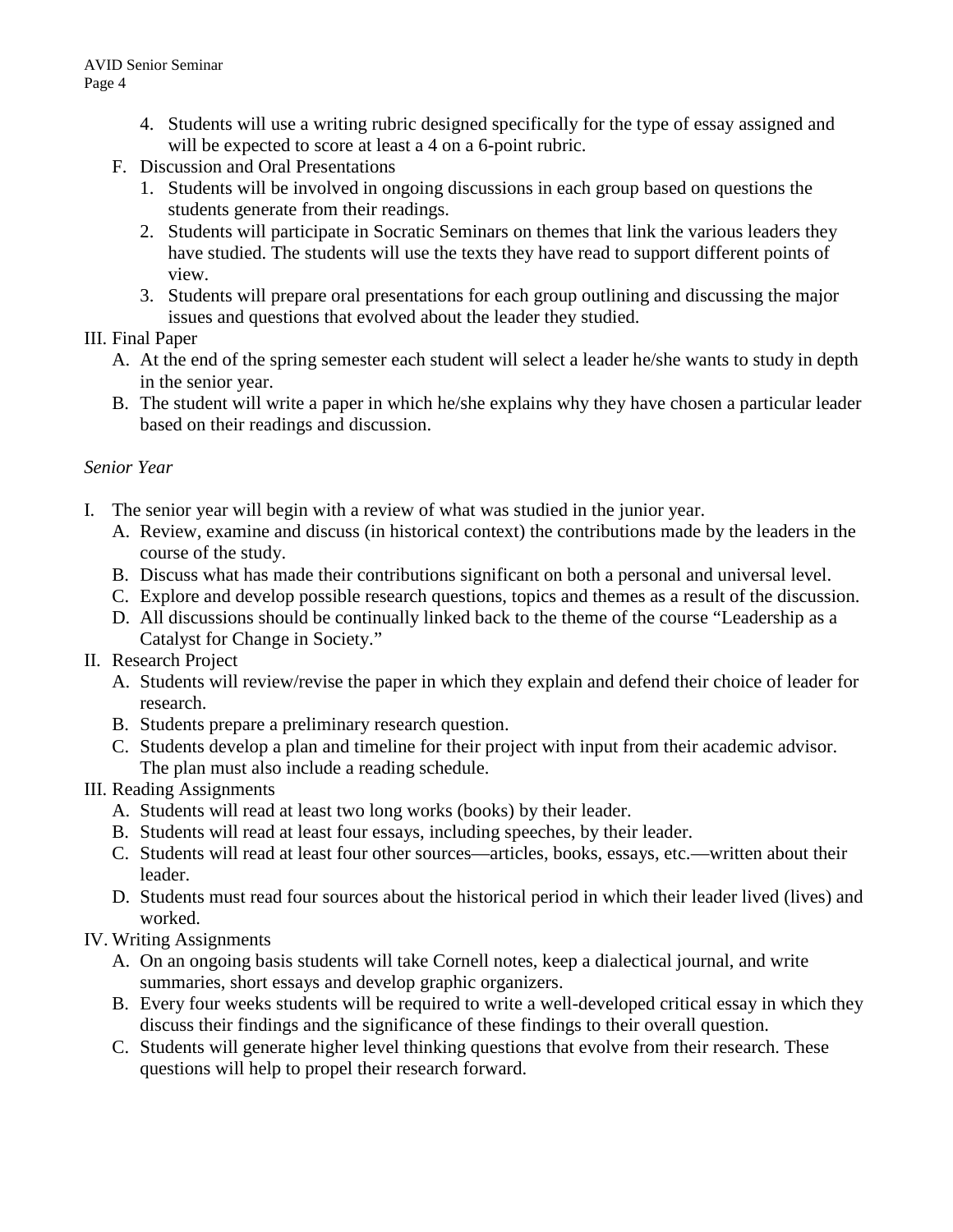4. Students will use a writing rubric designed specifically for the type of essay assigned and will be expected to score at least a 4 on a 6-point rubric.

F. Discussion and Oral Presentations
   1. Students will be involved in ongoing discussions in each group based on questions the students generate from their readings.
   2. Students will participate in Socratic Seminars on themes that link the various leaders they have studied. The students will use the texts they have read to support different points of view.
   3. Students will prepare oral presentations for each group outlining and discussing the major issues and questions that evolved about the leader they studied.

III. Final Paper
   A. At the end of the spring semester each student will select a leader he/she wants to study in depth in the senior year.
   B. The student will write a paper in which he/she explains why they have chosen a particular leader based on their readings and discussion.

*Senior Year*

I. The senior year will begin with a review of what was studied in the junior year.
   A. Review, examine and discuss (in historical context) the contributions made by the leaders in the course of the study.
   B. Discuss what has made their contributions significant on both a personal and universal level.
   C. Explore and develop possible research questions, topics and themes as a result of the discussion.
   D. All discussions should be continually linked back to the theme of the course "Leadership as a Catalyst for Change in Society."

II. Research Project
   A. Students will review/revise the paper in which they explain and defend their choice of leader for research.
   B. Students prepare a preliminary research question.
   C. Students develop a plan and timeline for their project with input from their academic advisor. The plan must also include a reading schedule.

III. Reading Assignments
   A. Students will read at least two long works (books) by their leader.
   B. Students will read at least four essays, including speeches, by their leader.
   C. Students will read at least four other sources—articles, books, essays, etc.—written about their leader.
   D. Students must read four sources about the historical period in which their leader lived (lives) and worked.

IV. Writing Assignments
   A. On an ongoing basis students will take Cornell notes, keep a dialectical journal, and write summaries, short essays and develop graphic organizers.
   B. Every four weeks students will be required to write a well-developed critical essay in which they discuss their findings and the significance of these findings to their overall question.
   C. Students will generate higher level thinking questions that evolve from their research. These questions will help to propel their research forward.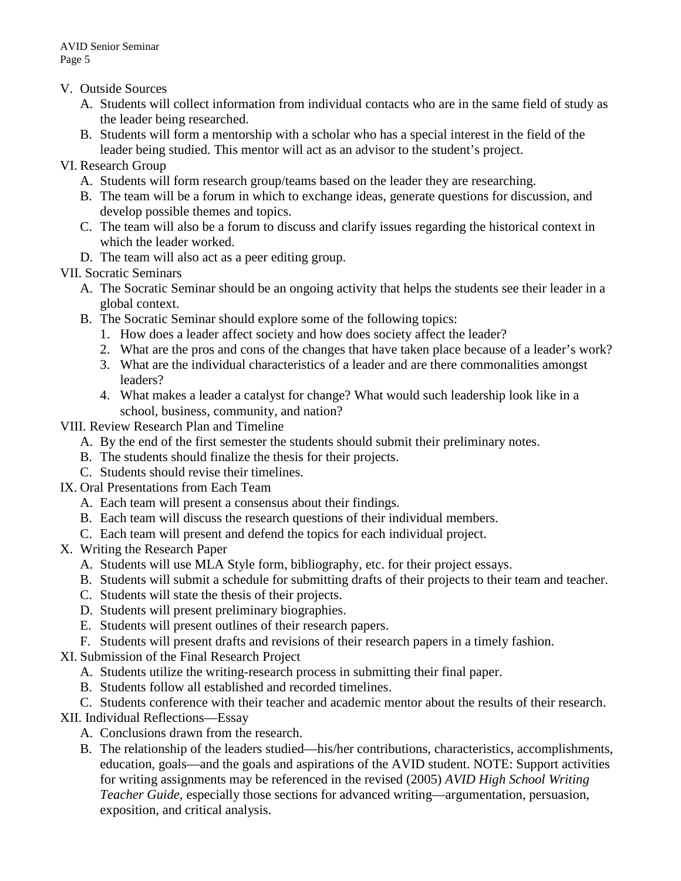V. Outside Sources
   A. Students will collect information from individual contacts who are in the same field of study as the leader being researched.
   B. Students will form a mentorship with a scholar who has a special interest in the field of the leader being studied. This mentor will act as an advisor to the student's project.

VI. Research Group
   A. Students will form research group/teams based on the leader they are researching.
   B. The team will be a forum in which to exchange ideas, generate questions for discussion, and develop possible themes and topics.
   C. The team will also be a forum to discuss and clarify issues regarding the historical context in which the leader worked.
   D. The team will also act as a peer editing group.

VII. Socratic Seminars
   A. The Socratic Seminar should be an ongoing activity that helps the students see their leader in a global context.
   B. The Socratic Seminar should explore some of the following topics:
      1. How does a leader affect society and how does society affect the leader?
      2. What are the pros and cons of the changes that have taken place because of a leader's work?
      3. What are the individual characteristics of a leader and are there commonalities amongst leaders?
      4. What makes a leader a catalyst for change? What would such leadership look like in a school, business, community, and nation?

VIII. Review Research Plan and Timeline
   A. By the end of the first semester the students should submit their preliminary notes.
   B. The students should finalize the thesis for their projects.
   C. Students should revise their timelines.

IX. Oral Presentations from Each Team
   A. Each team will present a consensus about their findings.
   B. Each team will discuss the research questions of their individual members.
   C. Each team will present and defend the topics for each individual project.

X. Writing the Research Paper
   A. Students will use MLA Style form, bibliography, etc. for their project essays.
   B. Students will submit a schedule for submitting drafts of their projects to their team and teacher.
   C. Students will state the thesis of their projects.
   D. Students will present preliminary biographies.
   E. Students will present outlines of their research papers.
   F. Students will present drafts and revisions of their research papers in a timely fashion.

XI. Submission of the Final Research Project
   A. Students utilize the writing-research process in submitting their final paper.
   B. Students follow all established and recorded timelines.
   C. Students conference with their teacher and academic mentor about the results of their research.

XII. Individual Reflections—Essay
   A. Conclusions drawn from the research.
   B. The relationship of the leaders studied—his/her contributions, characteristics, accomplishments, education, goals—and the goals and aspirations of the AVID student. NOTE: Support activities for writing assignments may be referenced in the revised (2005) *AVID High School Writing Teacher Guide,* especially those sections for advanced writing—argumentation, persuasion, exposition, and critical analysis.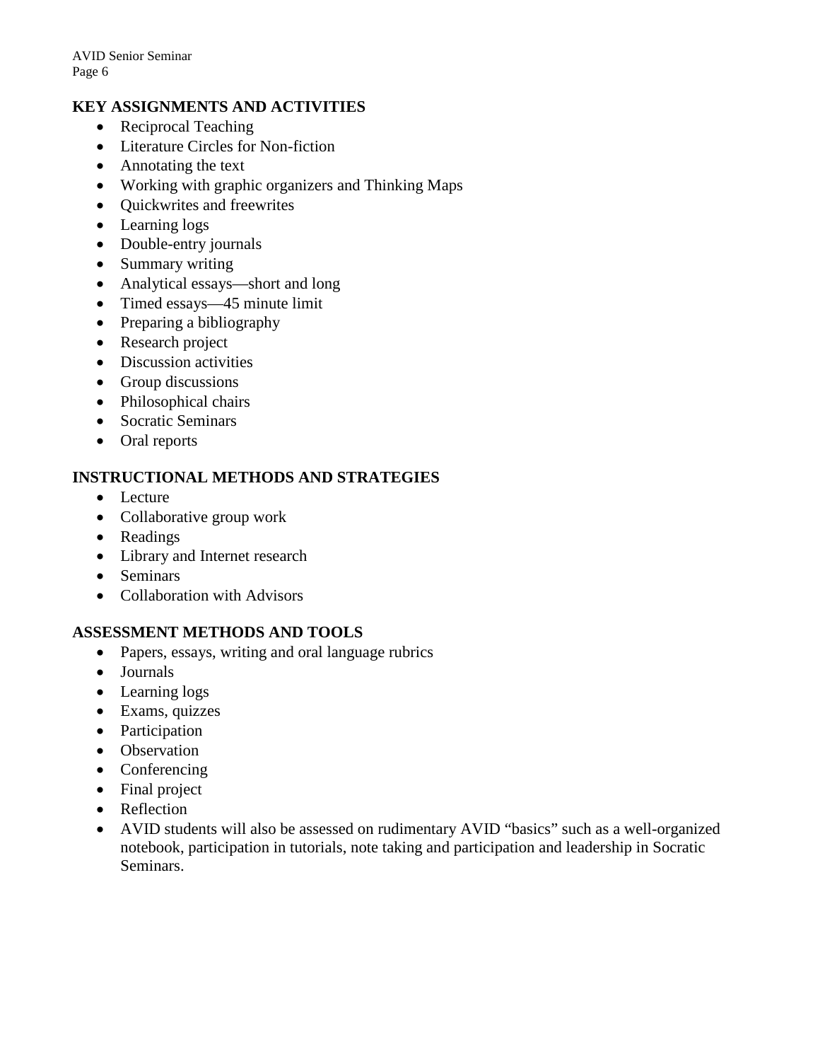## KEY ASSIGNMENTS AND ACTIVITIES

- Reciprocal Teaching
- Literature Circles for Non-fiction
- Annotating the text
- Working with graphic organizers and Thinking Maps
- Quickwrites and freewrites
- Learning logs
- Double-entry journals
- Summary writing
- Analytical essays—short and long
- Timed essays—45 minute limit
- Preparing a bibliography
- Research project
- Discussion activities
- Group discussions
- Philosophical chairs
- Socratic Seminars
- Oral reports

## INSTRUCTIONAL METHODS AND STRATEGIES

- Lecture
- Collaborative group work
- Readings
- Library and Internet research
- Seminars
- Collaboration with Advisors

## ASSESSMENT METHODS AND TOOLS

- Papers, essays, writing and oral language rubrics
- Journals
- Learning logs
- Exams, quizzes
- Participation
- Observation
- Conferencing
- Final project
- Reflection
- AVID students will also be assessed on rudimentary AVID "basics" such as a well-organized notebook, participation in tutorials, note taking and participation and leadership in Socratic Seminars.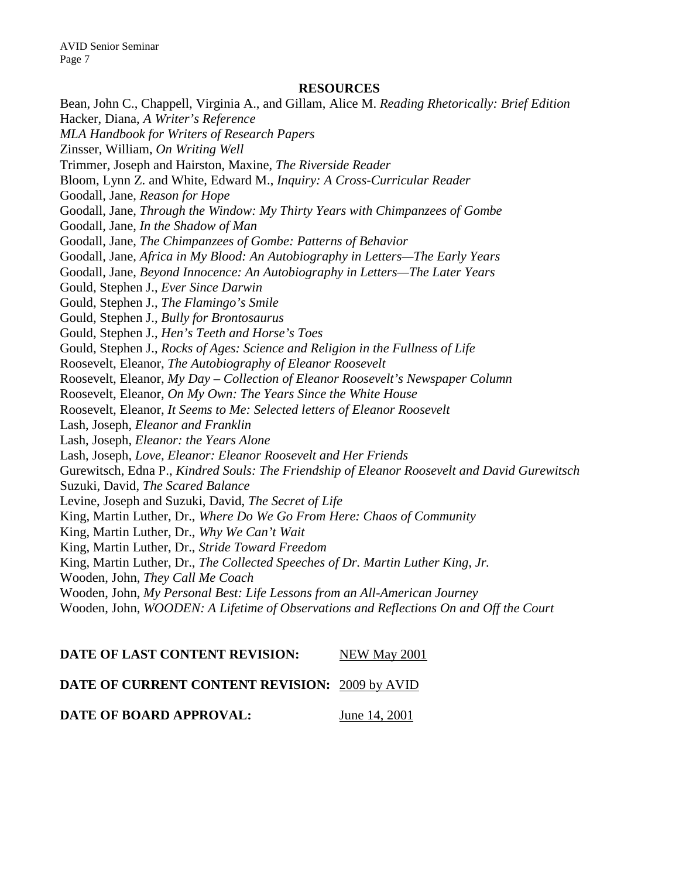## RESOURCES

Bean, John C., Chappell, Virginia A., and Gillam, Alice M. *Reading Rhetorically: Brief Edition*
Hacker, Diana, *A Writer's Reference*
*MLA Handbook for Writers of Research Papers*
Zinsser, William, *On Writing Well*
Trimmer, Joseph and Hairston, Maxine, *The Riverside Reader*
Bloom, Lynn Z. and White, Edward M., *Inquiry: A Cross-Curricular Reader*
Goodall, Jane, *Reason for Hope*
Goodall, Jane, *Through the Window: My Thirty Years with Chimpanzees of Gombe*
Goodall, Jane, *In the Shadow of Man*
Goodall, Jane, *The Chimpanzees of Gombe: Patterns of Behavior*
Goodall, Jane, *Africa in My Blood: An Autobiography in Letters—The Early Years*
Goodall, Jane, *Beyond Innocence: An Autobiography in Letters—The Later Years*
Gould, Stephen J., *Ever Since Darwin*
Gould, Stephen J., *The Flamingo's Smile*
Gould, Stephen J., *Bully for Brontosaurus*
Gould, Stephen J., *Hen's Teeth and Horse's Toes*
Gould, Stephen J., *Rocks of Ages: Science and Religion in the Fullness of Life*
Roosevelt, Eleanor, *The Autobiography of Eleanor Roosevelt*
Roosevelt, Eleanor, *My Day – Collection of Eleanor Roosevelt's Newspaper Column*
Roosevelt, Eleanor, *On My Own: The Years Since the White House*
Roosevelt, Eleanor, *It Seems to Me: Selected letters of Eleanor Roosevelt*
Lash, Joseph, *Eleanor and Franklin*
Lash, Joseph, *Eleanor: the Years Alone*
Lash, Joseph, *Love, Eleanor: Eleanor Roosevelt and Her Friends*
Gurewitsch, Edna P., *Kindred Souls: The Friendship of Eleanor Roosevelt and David Gurewitsch*
Suzuki, David, *The Scared Balance*
Levine, Joseph and Suzuki, David, *The Secret of Life*
King, Martin Luther, Dr., *Where Do We Go From Here: Chaos of Community*
King, Martin Luther, Dr., *Why We Can't Wait*
King, Martin Luther, Dr., *Stride Toward Freedom*
King, Martin Luther, Dr., *The Collected Speeches of Dr. Martin Luther King, Jr.*
Wooden, John, *They Call Me Coach*
Wooden, John, *My Personal Best: Life Lessons from an All-American Journey*
Wooden, John, *WOODEN: A Lifetime of Observations and Reflections On and Off the Court*

**DATE OF LAST CONTENT REVISION:** NEW May 2001

**DATE OF CURRENT CONTENT REVISION:** 2009 by AVID

**DATE OF BOARD APPROVAL:** June 14, 2001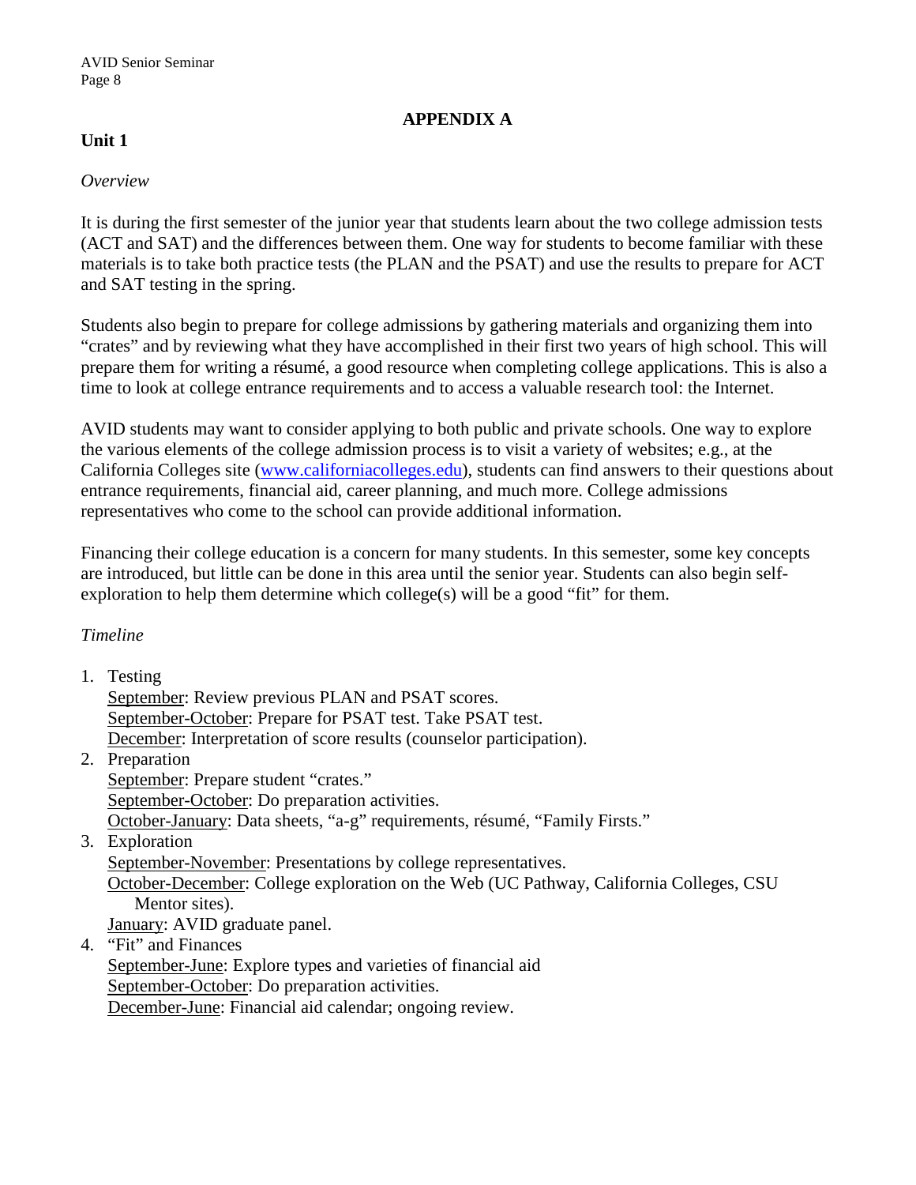# APPENDIX A

## Unit 1

*Overview*

It is during the first semester of the junior year that students learn about the two college admission tests (ACT and SAT) and the differences between them. One way for students to become familiar with these materials is to take both practice tests (the PLAN and the PSAT) and use the results to prepare for ACT and SAT testing in the spring.

Students also begin to prepare for college admissions by gathering materials and organizing them into "crates" and by reviewing what they have accomplished in their first two years of high school. This will prepare them for writing a résumé, a good resource when completing college applications. This is also a time to look at college entrance requirements and to access a valuable research tool: the Internet.

AVID students may want to consider applying to both public and private schools. One way to explore the various elements of the college admission process is to visit a variety of websites; e.g., at the California Colleges site (www.californiacolleges.edu), students can find answers to their questions about entrance requirements, financial aid, career planning, and much more. College admissions representatives who come to the school can provide additional information.

Financing their college education is a concern for many students. In this semester, some key concepts are introduced, but little can be done in this area until the senior year. Students can also begin self-exploration to help them determine which college(s) will be a good "fit" for them.

*Timeline*

1. Testing
   September: Review previous PLAN and PSAT scores.
   September-October: Prepare for PSAT test. Take PSAT test.
   December: Interpretation of score results (counselor participation).
2. Preparation
   September: Prepare student "crates."
   September-October: Do preparation activities.
   October-January: Data sheets, "a-g" requirements, résumé, "Family Firsts."
3. Exploration
   September-November: Presentations by college representatives.
   October-December: College exploration on the Web (UC Pathway, California Colleges, CSU Mentor sites).
   January: AVID graduate panel.
4. "Fit" and Finances
   September-June: Explore types and varieties of financial aid
   September-October: Do preparation activities.
   December-June: Financial aid calendar; ongoing review.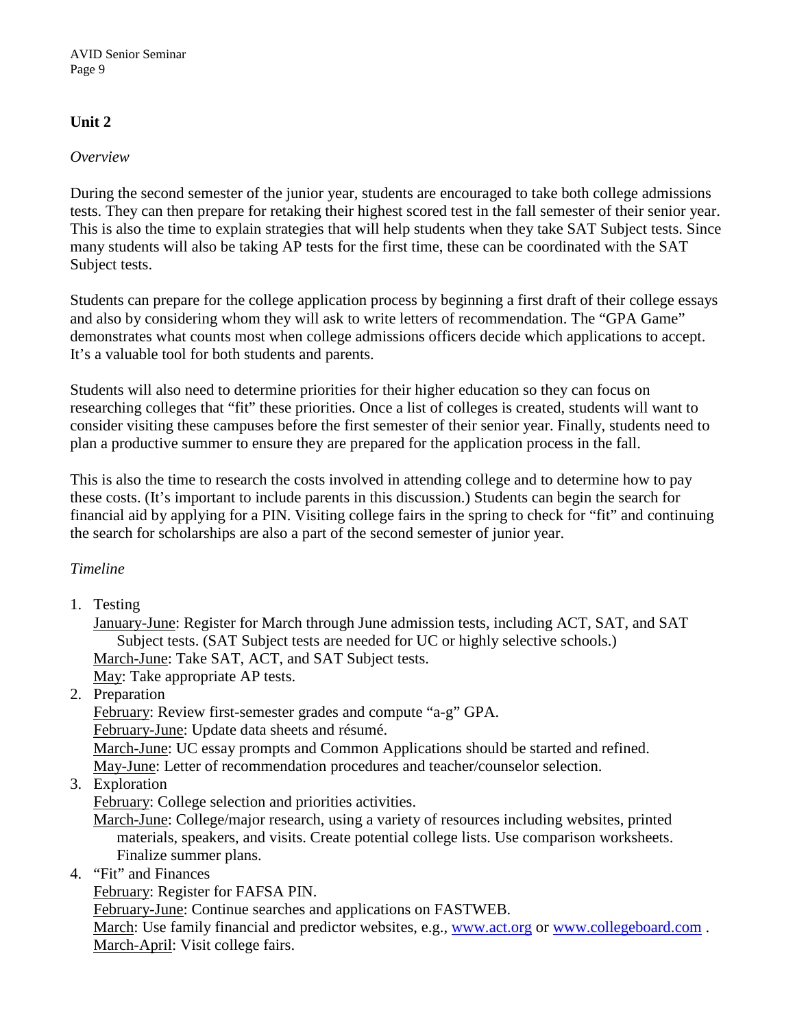## Unit 2

*Overview*

During the second semester of the junior year, students are encouraged to take both college admissions tests. They can then prepare for retaking their highest scored test in the fall semester of their senior year. This is also the time to explain strategies that will help students when they take SAT Subject tests. Since many students will also be taking AP tests for the first time, these can be coordinated with the SAT Subject tests.

Students can prepare for the college application process by beginning a first draft of their college essays and also by considering whom they will ask to write letters of recommendation. The "GPA Game" demonstrates what counts most when college admissions officers decide which applications to accept. It's a valuable tool for both students and parents.

Students will also need to determine priorities for their higher education so they can focus on researching colleges that "fit" these priorities. Once a list of colleges is created, students will want to consider visiting these campuses before the first semester of their senior year. Finally, students need to plan a productive summer to ensure they are prepared for the application process in the fall.

This is also the time to research the costs involved in attending college and to determine how to pay these costs. (It's important to include parents in this discussion.) Students can begin the search for financial aid by applying for a PIN. Visiting college fairs in the spring to check for "fit" and continuing the search for scholarships are also a part of the second semester of junior year.

*Timeline*

1. Testing
   <u>January-June</u>: Register for March through June admission tests, including ACT, SAT, and SAT Subject tests. (SAT Subject tests are needed for UC or highly selective schools.)
   <u>March-June</u>: Take SAT, ACT, and SAT Subject tests.
   <u>May</u>: Take appropriate AP tests.
2. Preparation
   <u>February</u>: Review first-semester grades and compute "a-g" GPA.
   <u>February-June</u>: Update data sheets and résumé.
   <u>March-June</u>: UC essay prompts and Common Applications should be started and refined.
   <u>May-June</u>: Letter of recommendation procedures and teacher/counselor selection.
3. Exploration
   <u>February</u>: College selection and priorities activities.
   <u>March-June</u>: College/major research, using a variety of resources including websites, printed materials, speakers, and visits. Create potential college lists. Use comparison worksheets. Finalize summer plans.
4. "Fit" and Finances
   <u>February</u>: Register for FAFSA PIN.
   <u>February-June</u>: Continue searches and applications on FASTWEB.
   <u>March</u>: Use family financial and predictor websites, e.g., www.act.org or www.collegeboard.com .
   <u>March-April</u>: Visit college fairs.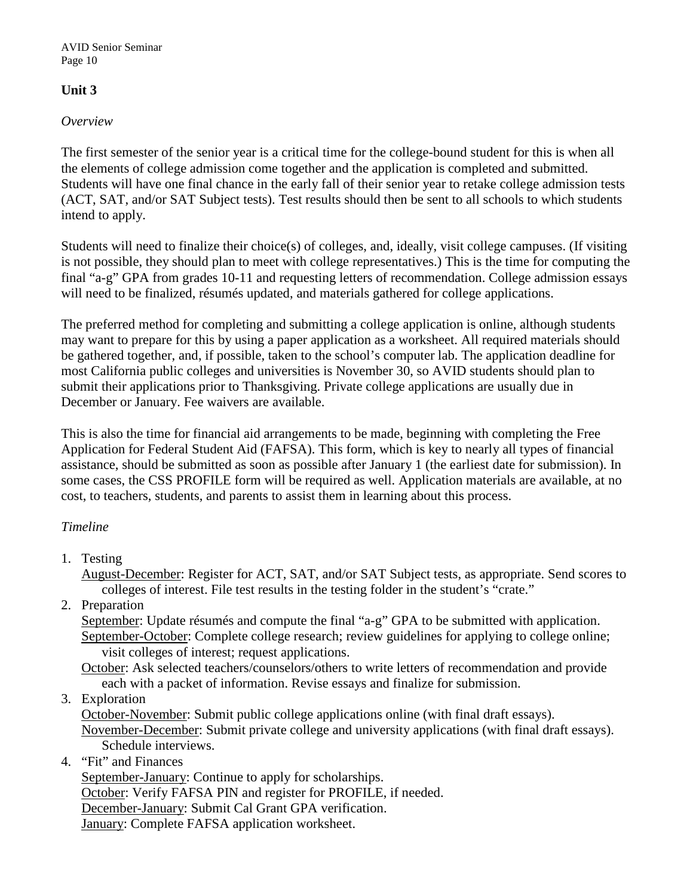## Unit 3

*Overview*

The first semester of the senior year is a critical time for the college-bound student for this is when all the elements of college admission come together and the application is completed and submitted. Students will have one final chance in the early fall of their senior year to retake college admission tests (ACT, SAT, and/or SAT Subject tests). Test results should then be sent to all schools to which students intend to apply.

Students will need to finalize their choice(s) of colleges, and, ideally, visit college campuses. (If visiting is not possible, they should plan to meet with college representatives.) This is the time for computing the final "a-g" GPA from grades 10-11 and requesting letters of recommendation. College admission essays will need to be finalized, résumés updated, and materials gathered for college applications.

The preferred method for completing and submitting a college application is online, although students may want to prepare for this by using a paper application as a worksheet. All required materials should be gathered together, and, if possible, taken to the school's computer lab. The application deadline for most California public colleges and universities is November 30, so AVID students should plan to submit their applications prior to Thanksgiving. Private college applications are usually due in December or January. Fee waivers are available.

This is also the time for financial aid arrangements to be made, beginning with completing the Free Application for Federal Student Aid (FAFSA). This form, which is key to nearly all types of financial assistance, should be submitted as soon as possible after January 1 (the earliest date for submission). In some cases, the CSS PROFILE form will be required as well. Application materials are available, at no cost, to teachers, students, and parents to assist them in learning about this process.

*Timeline*

1. Testing
   <u>August-December</u>: Register for ACT, SAT, and/or SAT Subject tests, as appropriate. Send scores to colleges of interest. File test results in the testing folder in the student's "crate."
2. Preparation
   <u>September</u>: Update résumés and compute the final "a-g" GPA to be submitted with application.
   <u>September-October</u>: Complete college research; review guidelines for applying to college online; visit colleges of interest; request applications.
   <u>October</u>: Ask selected teachers/counselors/others to write letters of recommendation and provide each with a packet of information. Revise essays and finalize for submission.
3. Exploration
   <u>October-November</u>: Submit public college applications online (with final draft essays).
   <u>November-December</u>: Submit private college and university applications (with final draft essays). Schedule interviews.
4. "Fit" and Finances
   <u>September-January</u>: Continue to apply for scholarships.
   <u>October</u>: Verify FAFSA PIN and register for PROFILE, if needed.
   <u>December-January</u>: Submit Cal Grant GPA verification.
   <u>January</u>: Complete FAFSA application worksheet.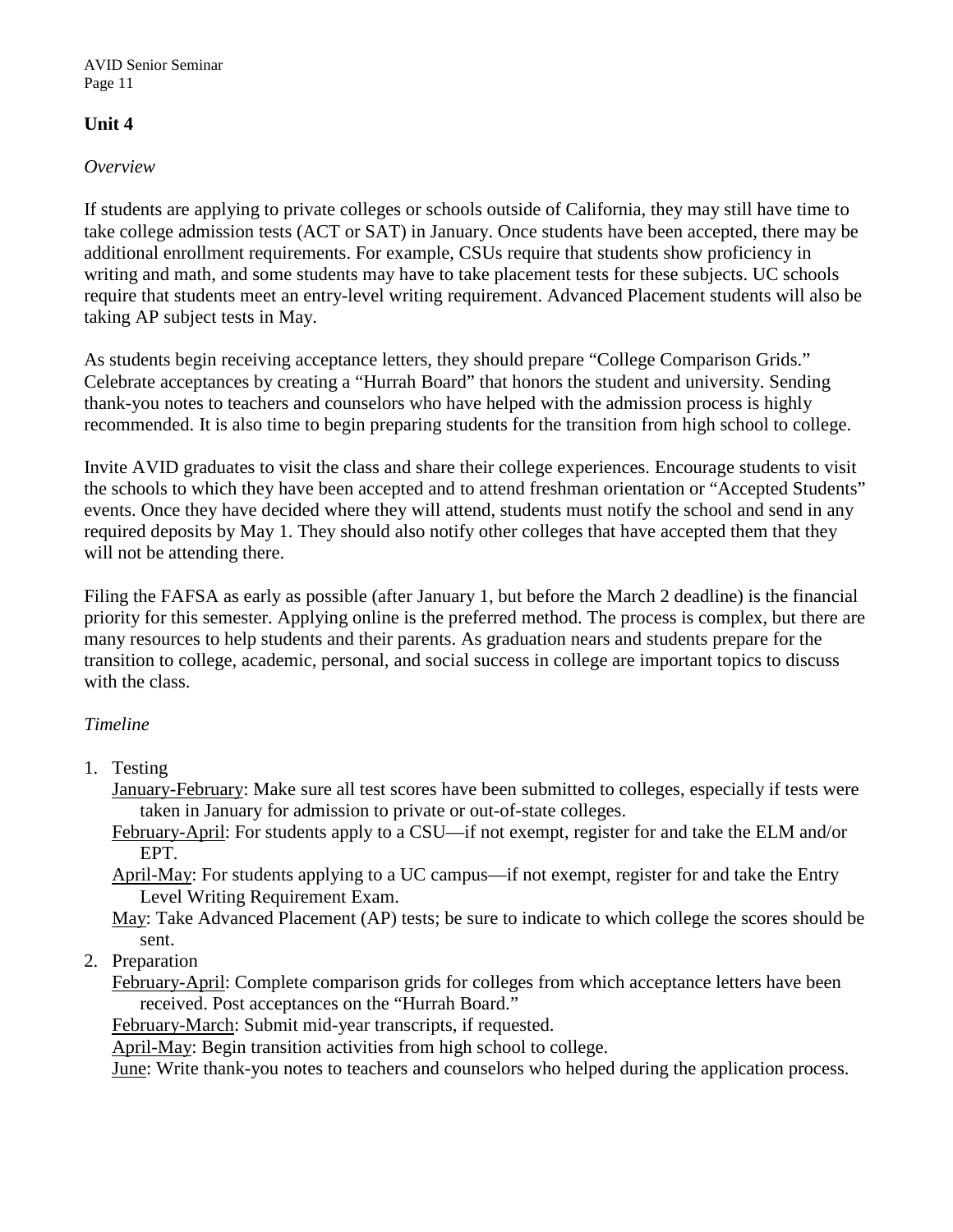## Unit 4

*Overview*

If students are applying to private colleges or schools outside of California, they may still have time to take college admission tests (ACT or SAT) in January. Once students have been accepted, there may be additional enrollment requirements. For example, CSUs require that students show proficiency in writing and math, and some students may have to take placement tests for these subjects. UC schools require that students meet an entry-level writing requirement. Advanced Placement students will also be taking AP subject tests in May.

As students begin receiving acceptance letters, they should prepare "College Comparison Grids." Celebrate acceptances by creating a "Hurrah Board" that honors the student and university. Sending thank-you notes to teachers and counselors who have helped with the admission process is highly recommended. It is also time to begin preparing students for the transition from high school to college.

Invite AVID graduates to visit the class and share their college experiences. Encourage students to visit the schools to which they have been accepted and to attend freshman orientation or "Accepted Students" events. Once they have decided where they will attend, students must notify the school and send in any required deposits by May 1. They should also notify other colleges that have accepted them that they will not be attending there.

Filing the FAFSA as early as possible (after January 1, but before the March 2 deadline) is the financial priority for this semester. Applying online is the preferred method. The process is complex, but there are many resources to help students and their parents. As graduation nears and students prepare for the transition to college, academic, personal, and social success in college are important topics to discuss with the class.

*Timeline*

1. Testing
   - <u>January-February</u>: Make sure all test scores have been submitted to colleges, especially if tests were taken in January for admission to private or out-of-state colleges.
   - <u>February-April</u>: For students apply to a CSU—if not exempt, register for and take the ELM and/or EPT.
   - <u>April-May</u>: For students applying to a UC campus—if not exempt, register for and take the Entry Level Writing Requirement Exam.
   - <u>May</u>: Take Advanced Placement (AP) tests; be sure to indicate to which college the scores should be sent.
2. Preparation
   - <u>February-April</u>: Complete comparison grids for colleges from which acceptance letters have been received. Post acceptances on the "Hurrah Board."
   - <u>February-March</u>: Submit mid-year transcripts, if requested.
   - <u>April-May</u>: Begin transition activities from high school to college.
   - <u>June</u>: Write thank-you notes to teachers and counselors who helped during the application process.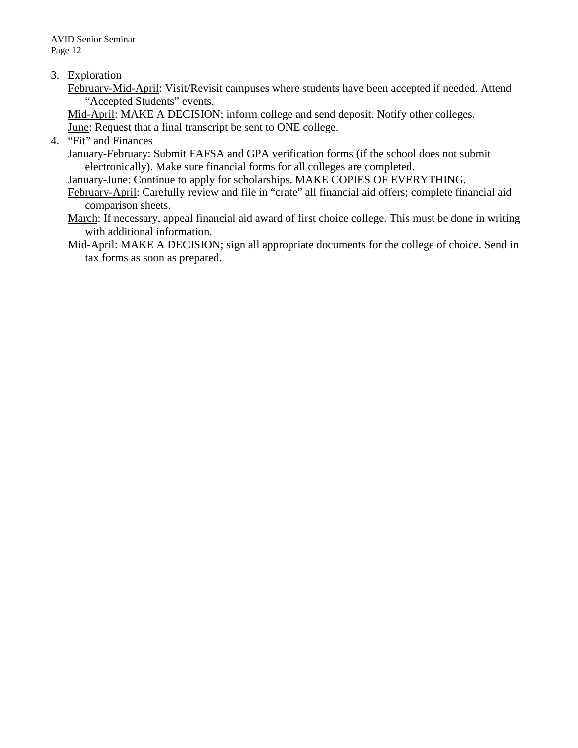3. Exploration

   February-Mid-April: Visit/Revisit campuses where students have been accepted if needed. Attend "Accepted Students" events.

   Mid-April: MAKE A DECISION; inform college and send deposit. Notify other colleges.

   June: Request that a final transcript be sent to ONE college.

4. "Fit" and Finances

   January-February: Submit FAFSA and GPA verification forms (if the school does not submit electronically). Make sure financial forms for all colleges are completed.

   January-June: Continue to apply for scholarships. MAKE COPIES OF EVERYTHING.

   February-April: Carefully review and file in "crate" all financial aid offers; complete financial aid comparison sheets.

   March: If necessary, appeal financial aid award of first choice college. This must be done in writing with additional information.

   Mid-April: MAKE A DECISION; sign all appropriate documents for the college of choice. Send in tax forms as soon as prepared.